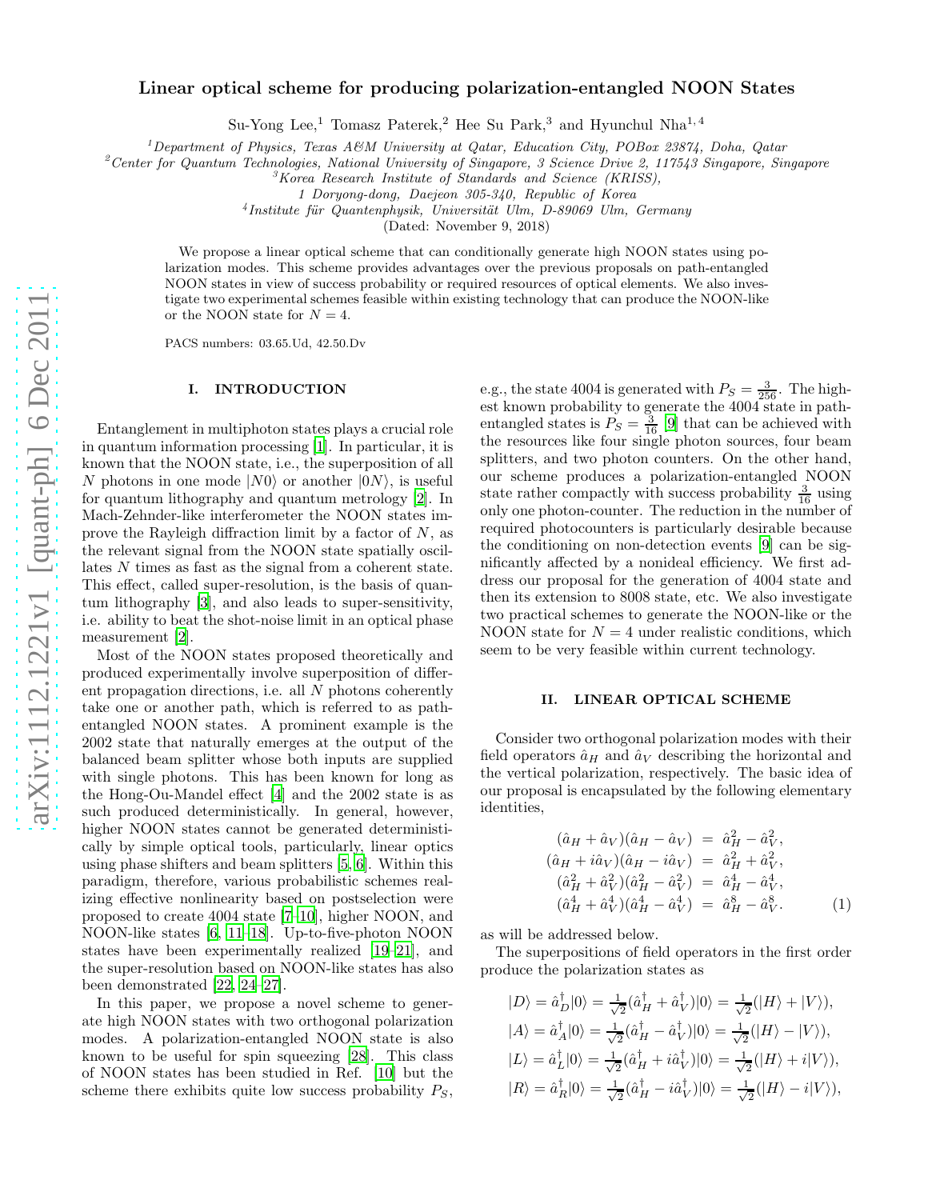# Linear optical scheme for producing polarization-entangled NOON States

Su-Yong Lee,[1] Tomasz Paterek,[2] Hee Su Park,[3] and Hyunchul Nha[1,4]

[1]*Department of Physics, Texas A&M University at Qatar, Education City, POBox 23874, Doha, Qatar*
[2]*Center for Quantum Technologies, National University of Singapore, 3 Science Drive 2, 117543 Singapore, Singapore*
[3]*Korea Research Institute of Standards and Science (KRISS), 1 Doryong-dong, Daejeon 305-340, Republic of Korea*
[4]*Institut für Quantenphysik, Universität Ulm, D-89069 Ulm, Germany*

(Dated: November 9, 2018)

We propose a linear optical scheme that can conditionally generate high NOON states using polarization modes. This scheme provides advantages over the previous proposals on path-entangled NOON states in view of success probability or required resources of optical elements. We also investigate two experimental schemes feasible within existing technology that can produce the NOON-like or the NOON state for $N = 4$.

PACS numbers: 03.65.Ud, 42.50.Dv

## I. INTRODUCTION

Entanglement in multiphoton states plays a crucial role in quantum information processing [1]. In particular, it is known that the NOON state, i.e., the superposition of all $N$ photons in one mode $|N0\rangle$ or another $|0N\rangle$, is useful for quantum lithography and quantum metrology [2]. In Mach-Zehnder-like interferometer the NOON states improve the Rayleigh diffraction limit by a factor of $N$, as the relevant signal from the NOON state spatially oscillates $N$ times as fast as the signal from a coherent state. This effect, called super-resolution, is the basis of quantum lithography [3], and also leads to super-sensitivity, i.e. ability to beat the shot-noise limit in an optical phase measurement [2].

Most of the NOON states proposed theoretically and produced experimentally involve superposition of different propagation directions, i.e. all $N$ photons coherently take one or another path, which is referred to as path-entangled NOON states. A prominent example is the 2002 state that naturally emerges at the output of the balanced beam splitter whose both inputs are supplied with single photons. This has been known for long as the Hong-Ou-Mandel effect [4] and the 2002 state is as such produced deterministically. In general, however, higher NOON states cannot be generated deterministically by simple optical tools, particularly, linear optics using phase shifters and beam splitters [5, 6]. Within this paradigm, therefore, various probabilistic schemes realizing effective nonlinearity based on postselection were proposed to create 4004 state [7–10], higher NOON, and NOON-like states [6, 11–18]. Up-to-five-photon NOON states have been experimentally realized [19–21], and the super-resolution based on NOON-like states has also been demonstrated [22, 24–27].

In this paper, we propose a novel scheme to generate high NOON states with two orthogonal polarization modes. A polarization-entangled NOON state is also known to be useful for spin squeezing [28]. This class of NOON states has been studied in Ref. [10] but the scheme there exhibits quite low success probability $P_S$, e.g., the state 4004 is generated with $P_S = \frac{3}{256}$. The highest known probability to generate the 4004 state in path-entangled states is $P_S = \frac{3}{16}$ [9] that can be achieved with the resources like four single photon sources, four beam splitters, and two photon counters. On the other hand, our scheme produces a polarization-entangled NOON state rather compactly with success probability $\frac{3}{16}$ using only one photon-counter. The reduction in the number of required photocounters is particularly desirable because the conditioning on non-detection events [9] can be significantly affected by a nonideal efficiency. We first address our proposal for the generation of 4004 state and then its extension to 8008 state, etc. We also investigate two practical schemes to generate the NOON-like or the NOON state for $N = 4$ under realistic conditions, which seem to be very feasible within current technology.

## II. LINEAR OPTICAL SCHEME

Consider two orthogonal polarization modes with their field operators $\hat{a}_H$ and $\hat{a}_V$ describing the horizontal and the vertical polarization, respectively. The basic idea of our proposal is encapsulated by the following elementary identities,

$$
\begin{aligned}
(\hat{a}_H + \hat{a}_V)(\hat{a}_H - \hat{a}_V) &= \hat{a}_H^2 - \hat{a}_V^2, \\
(\hat{a}_H + i\hat{a}_V)(\hat{a}_H - i\hat{a}_V) &= \hat{a}_H^2 + \hat{a}_V^2, \\
(\hat{a}_H^2 + \hat{a}_V^2)(\hat{a}_H^2 - \hat{a}_V^2) &= \hat{a}_H^4 - \hat{a}_V^4, \\
(\hat{a}_H^4 + \hat{a}_V^4)(\hat{a}_H^4 - \hat{a}_V^4) &= \hat{a}_H^8 - \hat{a}_V^8.
\end{aligned}
\tag{1}
$$

as will be addressed below.

The superpositions of field operators in the first order produce the polarization states as

$$
\begin{aligned}
|D\rangle &= \hat{a}_D^\dagger|0\rangle = \tfrac{1}{\sqrt{2}}(\hat{a}_H^\dagger + \hat{a}_V^\dagger)|0\rangle = \tfrac{1}{\sqrt{2}}(|H\rangle + |V\rangle), \\
|A\rangle &= \hat{a}_A^\dagger|0\rangle = \tfrac{1}{\sqrt{2}}(\hat{a}_H^\dagger - \hat{a}_V^\dagger)|0\rangle = \tfrac{1}{\sqrt{2}}(|H\rangle - |V\rangle), \\
|L\rangle &= \hat{a}_L^\dagger|0\rangle = \tfrac{1}{\sqrt{2}}(\hat{a}_H^\dagger + i\hat{a}_V^\dagger)|0\rangle = \tfrac{1}{\sqrt{2}}(|H\rangle + i|V\rangle), \\
|R\rangle &= \hat{a}_R^\dagger|0\rangle = \tfrac{1}{\sqrt{2}}(\hat{a}_H^\dagger - i\hat{a}_V^\dagger)|0\rangle = \tfrac{1}{\sqrt{2}}(|H\rangle - i|V\rangle),
\end{aligned}
$$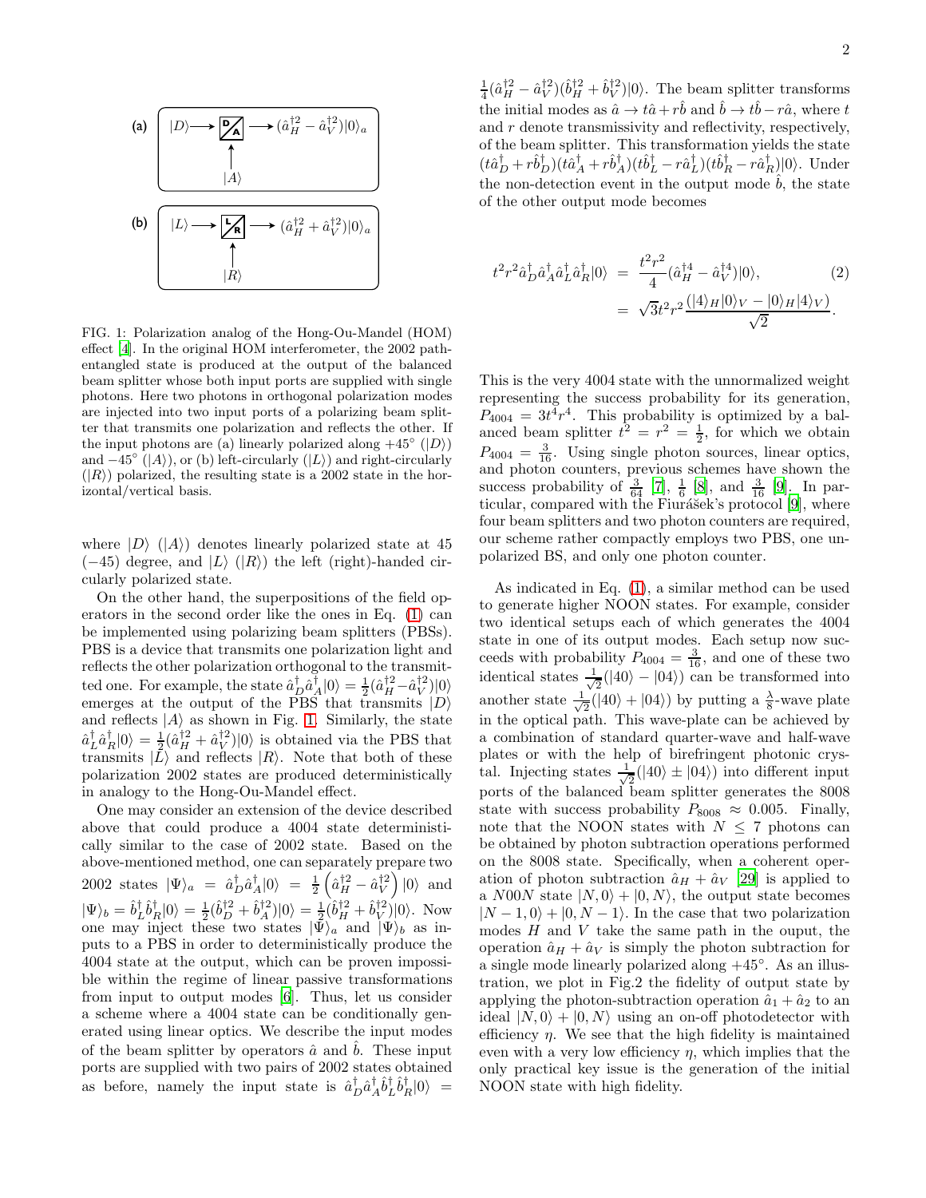(a) $|D\rangle \longrightarrow$ [D/A] $\longrightarrow (\hat{a}_H^{\dagger 2} - \hat{a}_V^{\dagger 2})|0\rangle_a$, input $|A\rangle$

(b) $|L\rangle \longrightarrow$ [L/R] $\longrightarrow (\hat{a}_H^{\dagger 2} + \hat{a}_V^{\dagger 2})|0\rangle_a$, input $|R\rangle$

FIG. 1: Polarization analog of the Hong-Ou-Mandel (HOM) effect [4]. In the original HOM interferometer, the 2002 path-entangled state is produced at the output of the balanced beam splitter whose both input ports are supplied with single photons. Here two photons in orthogonal polarization modes are injected into two input ports of a polarizing beam splitter that transmits one polarization and reflects the other. If the input photons are (a) linearly polarized along $+45^\circ$ ($|D\rangle$) and $-45^\circ$ ($|A\rangle$), or (b) left-circularly ($|L\rangle$) and right-circularly ($|R\rangle$) polarized, the resulting state is a 2002 state in the horizontal/vertical basis.

where $|D\rangle$ ($|A\rangle$) denotes linearly polarized state at 45 ($-45$) degree, and $|L\rangle$ ($|R\rangle$) the left (right)-handed circularly polarized state.

On the other hand, the superpositions of the field operators in the second order like the ones in Eq. (1) can be implemented using polarizing beam splitters (PBSs). PBS is a device that transmits one polarization light and reflects the other polarization orthogonal to the transmitted one. For example, the state $\hat{a}_D^\dagger \hat{a}_A^\dagger|0\rangle = \frac{1}{2}(\hat{a}_H^{\dagger 2} - \hat{a}_V^{\dagger 2})|0\rangle$ emerges at the output of the PBS that transmits $|D\rangle$ and reflects $|A\rangle$ as shown in Fig. 1. Similarly, the state $\hat{a}_L^\dagger \hat{a}_R^\dagger|0\rangle = \frac{1}{2}(\hat{a}_H^{\dagger 2} + \hat{a}_V^{\dagger 2})|0\rangle$ is obtained via the PBS that transmits $|L\rangle$ and reflects $|R\rangle$. Note that both of these polarization 2002 states are produced deterministically in analogy to the Hong-Ou-Mandel effect.

One may consider an extension of the device described above that could produce a 4004 state deterministically similar to the case of 2002 state. Based on the above-mentioned method, one can separately prepare two 2002 states $|\Psi\rangle_a = \hat{a}_D^\dagger \hat{a}_A^\dagger|0\rangle = \frac{1}{2}\left(\hat{a}_H^{\dagger 2} - \hat{a}_V^{\dagger 2}\right)|0\rangle$ and $|\Psi\rangle_b = \hat{b}_L^\dagger \hat{b}_R^\dagger|0\rangle = \frac{1}{2}(\hat{b}_D^{\dagger 2} + \hat{b}_A^{\dagger 2})|0\rangle = \frac{1}{2}(\hat{b}_H^{\dagger 2} + \hat{b}_V^{\dagger 2})|0\rangle$. Now one may inject these two states $|\Psi\rangle_a$ and $|\Psi\rangle_b$ as inputs to a PBS in order to deterministically produce the 4004 state at the output, which can be proven impossible within the regime of linear passive transformations from input to output modes [6]. Thus, let us consider a scheme where a 4004 state can be conditionally generated using linear optics. We describe the input modes of the beam splitter by operators $\hat{a}$ and $\hat{b}$. These input ports are supplied with two pairs of 2002 states obtained as before, namely the input state is $\hat{a}_D^\dagger \hat{a}_A^\dagger \hat{b}_L^\dagger \hat{b}_R^\dagger|0\rangle = \frac{1}{4}(\hat{a}_H^{\dagger 2} - \hat{a}_V^{\dagger 2})(\hat{b}_H^{\dagger 2} + \hat{b}_V^{\dagger 2})|0\rangle$. The beam splitter transforms the initial modes as $\hat{a} \to t\hat{a} + r\hat{b}$ and $\hat{b} \to t\hat{b} - r\hat{a}$, where $t$ and $r$ denote transmissivity and reflectivity, respectively, of the beam splitter. This transformation yields the state $(t\hat{a}_D^\dagger + r\hat{b}_D^\dagger)(t\hat{a}_A^\dagger + r\hat{b}_A^\dagger)(t\hat{b}_L^\dagger - r\hat{a}_L^\dagger)(t\hat{b}_R^\dagger - r\hat{a}_R^\dagger)|0\rangle$. Under the non-detection event in the output mode $\hat{b}$, the state of the other output mode becomes

$$
\begin{aligned}
t^2 r^2 \hat{a}_D^\dagger \hat{a}_A^\dagger \hat{a}_L^\dagger \hat{a}_R^\dagger|0\rangle &= \frac{t^2 r^2}{4}(\hat{a}_H^{\dagger 4} - \hat{a}_V^{\dagger 4})|0\rangle, \qquad (2)\\
&= \sqrt{3}t^2 r^2 \frac{(|4\rangle_H|0\rangle_V - |0\rangle_H|4\rangle_V)}{\sqrt{2}}.
\end{aligned}
$$

This is the very 4004 state with the unnormalized weight representing the success probability for its generation, $P_{4004} = 3t^4 r^4$. This probability is optimized by a balanced beam splitter $t^2 = r^2 = \frac{1}{2}$, for which we obtain $P_{4004} = \frac{3}{16}$. Using single photon sources, linear optics, and photon counters, previous schemes have shown the success probability of $\frac{3}{64}$ [7], $\frac{1}{6}$ [8], and $\frac{3}{16}$ [9]. In particular, compared with the Fiurášek's protocol [9], where four beam splitters and two photon counters are required, our scheme rather compactly employs two PBS, one unpolarized BS, and only one photon counter.

As indicated in Eq. (1), a similar method can be used to generate higher NOON states. For example, consider two identical setups each of which generates the 4004 state in one of its output modes. Each setup now succeeds with probability $P_{4004} = \frac{3}{16}$, and one of these two identical states $\frac{1}{\sqrt{2}}(|40\rangle - |04\rangle)$ can be transformed into another state $\frac{1}{\sqrt{2}}(|40\rangle + |04\rangle)$ by putting a $\frac{\lambda}{8}$-wave plate in the optical path. This wave-plate can be achieved by a combination of standard quarter-wave and half-wave plates or with the help of birefringent photonic crystal. Injecting states $\frac{1}{\sqrt{2}}(|40\rangle \pm |04\rangle)$ into different input ports of the balanced beam splitter generates the 8008 state with success probability $P_{8008} \approx 0.005$. Finally, note that the NOON states with $N \le 7$ photons can be obtained by photon subtraction operations performed on the 8008 state. Specifically, when a coherent operation of photon subtraction $\hat{a}_H + \hat{a}_V$ [29] is applied to a $N00N$ state $|N,0\rangle + |0,N\rangle$, the output state becomes $|N-1,0\rangle + |0,N-1\rangle$. In the case that two polarization modes $H$ and $V$ take the same path in the ouput, the operation $\hat{a}_H + \hat{a}_V$ is simply the photon subtraction for a single mode linearly polarized along $+45^\circ$. As an illustration, we plot in Fig.2 the fidelity of output state by applying the photon-subtraction operation $\hat{a}_1 + \hat{a}_2$ to an ideal $|N,0\rangle + |0,N\rangle$ using an on-off photodetector with efficiency $\eta$. We see that the high fidelity is maintained even with a very low efficiency $\eta$, which implies that the only practical key issue is the generation of the initial NOON state with high fidelity.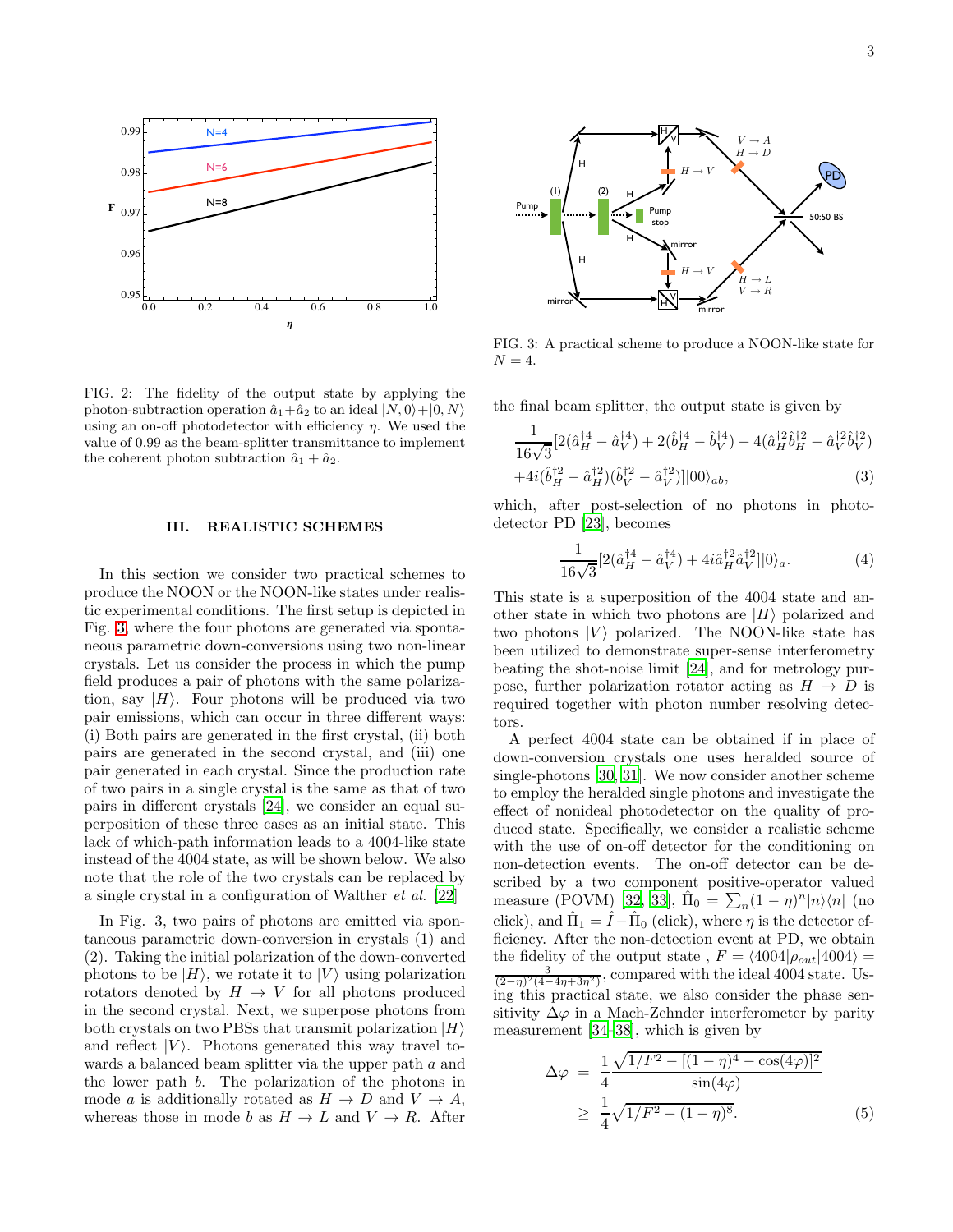FIG. 2: The fidelity of the output state by applying the photon-subtraction operation $\hat{a}_1+\hat{a}_2$ to an ideal $|N,0\rangle+|0,N\rangle$ using an on-off photodetector with efficiency $\eta$. We used the value of 0.99 as the beam-splitter transmittance to implement the coherent photon subtraction $\hat{a}_1+\hat{a}_2$.

## III. REALISTIC SCHEMES

In this section we consider two practical schemes to produce the NOON or the NOON-like states under realistic experimental conditions. The first setup is depicted in Fig. 3, where the four photons are generated via spontaneous parametric down-conversions using two non-linear crystals. Let us consider the process in which the pump field produces a pair of photons with the same polarization, say $|H\rangle$. Four photons will be produced via two pair emissions, which can occur in three different ways: (i) Both pairs are generated in the first crystal, (ii) both pairs are generated in the second crystal, and (iii) one pair generated in each crystal. Since the production rate of two pairs in a single crystal is the same as that of two pairs in different crystals [24], we consider an equal superposition of these three cases as an initial state. This lack of which-path information leads to a 4004-like state instead of the 4004 state, as will be shown below. We also note that the role of the two crystals can be replaced by a single crystal in a configuration of Walther *et al.* [22]

In Fig. 3, two pairs of photons are emitted via spontaneous parametric down-conversion in crystals (1) and (2). Taking the initial polarization of the down-converted photons to be $|H\rangle$, we rotate it to $|V\rangle$ using polarization rotators denoted by $H\rightarrow V$ for all photons produced in the second crystal. Next, we superpose photons from both crystals on two PBSs that transmit polarization $|H\rangle$ and reflect $|V\rangle$. Photons generated this way travel towards a balanced beam splitter via the upper path $a$ and the lower path $b$. The polarization of the photons in mode $a$ is additionally rotated as $H\rightarrow D$ and $V\rightarrow A$, whereas those in mode $b$ as $H\rightarrow L$ and $V\rightarrow R$. After

FIG. 3: A practical scheme to produce a NOON-like state for $N=4$.

the final beam splitter, the output state is given by

$$
\frac{1}{16\sqrt{3}}[2(\hat{a}_H^{\dagger 4}-\hat{a}_V^{\dagger 4})+2(\hat{b}_H^{\dagger 4}-\hat{b}_V^{\dagger 4})-4(\hat{a}_H^{\dagger 2}\hat{b}_H^{\dagger 2}-\hat{a}_V^{\dagger 2}\hat{b}_V^{\dagger 2})
$$
$$
+4i(\hat{b}_H^{\dagger 2}-\hat{a}_H^{\dagger 2})(\hat{b}_V^{\dagger 2}-\hat{a}_V^{\dagger 2})]|00\rangle_{ab}, \tag{3}
$$

which, after post-selection of no photons in photodetector PD [23], becomes

$$
\frac{1}{16\sqrt{3}}[2(\hat{a}_H^{\dagger 4}-\hat{a}_V^{\dagger 4})+4i\hat{a}_H^{\dagger 2}\hat{a}_V^{\dagger 2}]|0\rangle_a. \tag{4}
$$

This state is a superposition of the 4004 state and another state in which two photons are $|H\rangle$ polarized and two photons $|V\rangle$ polarized. The NOON-like state has been utilized to demonstrate super-sense interferometry beating the shot-noise limit [24], and for metrology purpose, further polarization rotator acting as $H\rightarrow D$ is required together with photon number resolving detectors.

A perfect 4004 state can be obtained if in place of down-conversion crystals one uses heralded source of single-photons [30, 31]. We now consider another scheme to employ the heralded single photons and investigate the effect of nonideal photodetector on the quality of produced state. Specifically, we consider a realistic scheme with the use of on-off detector for the conditioning on non-detection events. The on-off detector can be described by a two component positive-operator valued measure (POVM) [32, 33], $\hat{\Pi}_0=\sum_n(1-\eta)^n|n\rangle\langle n|$ (no click), and $\hat{\Pi}_1=\hat{I}-\hat{\Pi}_0$ (click), where $\eta$ is the detector efficiency. After the non-detection event at PD, we obtain the fidelity of the output state , $F=\langle 4004|\rho_{out}|4004\rangle=\frac{3}{(2-\eta)^2(4-4\eta+3\eta^2)}$, compared with the ideal 4004 state. Using this practical state, we also consider the phase sensitivity $\Delta\varphi$ in a Mach-Zehnder interferometer by parity measurement [34–38], which is given by

$$
\begin{aligned}
\Delta\varphi &= \frac{1}{4}\frac{\sqrt{1/F^2-[(1-\eta)^4-\cos(4\varphi)]^2}}{\sin(4\varphi)} \\
&\geq \frac{1}{4}\sqrt{1/F^2-(1-\eta)^8}.
\end{aligned} \tag{5}
$$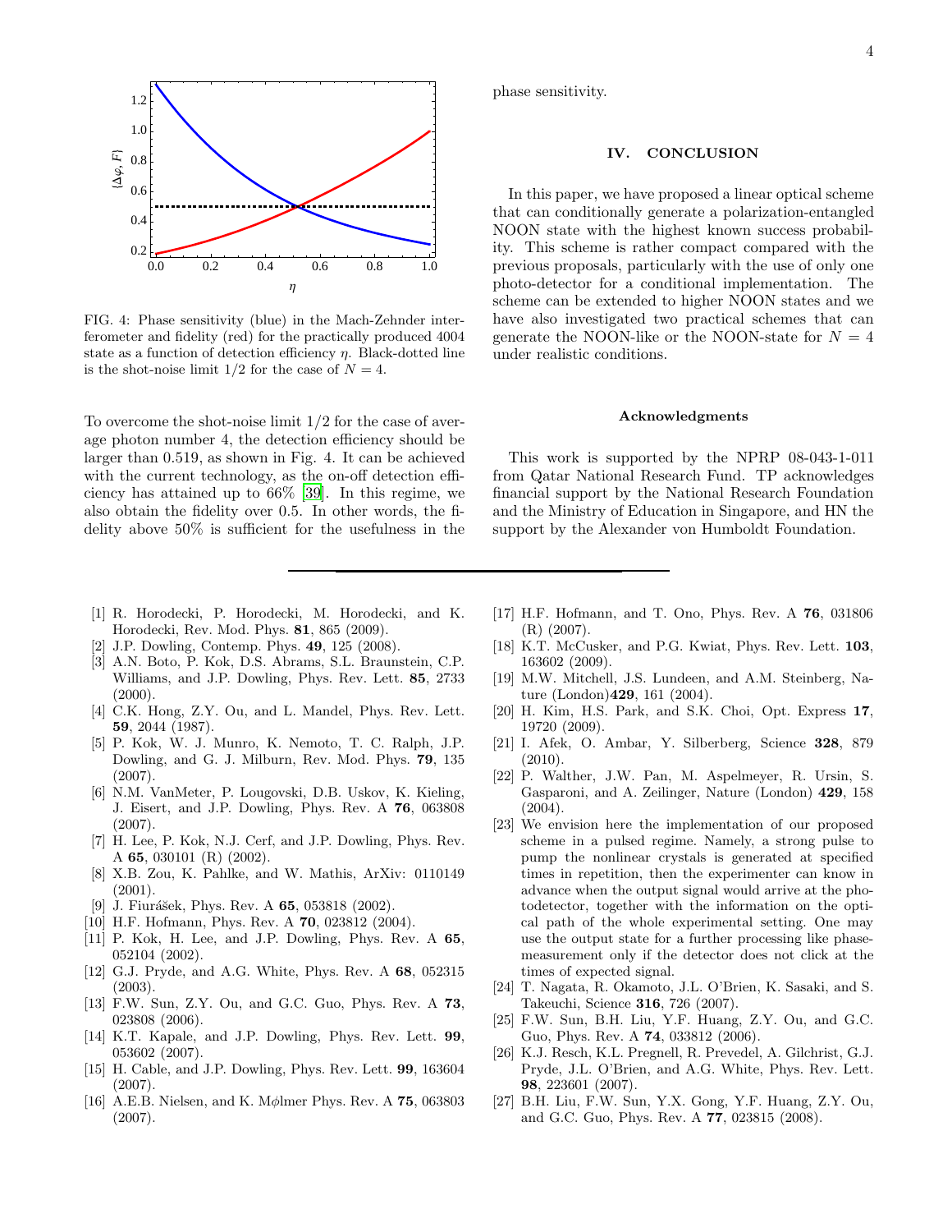FIG. 4: Phase sensitivity (blue) in the Mach-Zehnder interferometer and fidelity (red) for the practically produced 4004 state as a function of detection efficiency $\eta$. Black-dotted line is the shot-noise limit 1/2 for the case of $N = 4$.

To overcome the shot-noise limit 1/2 for the case of average photon number 4, the detection efficiency should be larger than 0.519, as shown in Fig. 4. It can be achieved with the current technology, as the on-off detection efficiency has attained up to 66% [39]. In this regime, we also obtain the fidelity over 0.5. In other words, the fidelity above 50% is sufficient for the usefulness in the phase sensitivity.

## IV. CONCLUSION

In this paper, we have proposed a linear optical scheme that can conditionally generate a polarization-entangled NOON state with the highest known success probability. This scheme is rather compact compared with the previous proposals, particularly with the use of only one photo-detector for a conditional implementation. The scheme can be extended to higher NOON states and we have also investigated two practical schemes that can generate the NOON-like or the NOON-state for $N = 4$ under realistic conditions.

### Acknowledgments

This work is supported by the NPRP 08-043-1-011 from Qatar National Research Fund. TP acknowledges financial support by the National Research Foundation and the Ministry of Education in Singapore, and HN the support by the Alexander von Humboldt Foundation.

---

[1] R. Horodecki, P. Horodecki, M. Horodecki, and K. Horodecki, Rev. Mod. Phys. **81**, 865 (2009).
[2] J.P. Dowling, Contemp. Phys. **49**, 125 (2008).
[3] A.N. Boto, P. Kok, D.S. Abrams, S.L. Braunstein, C.P. Williams, and J.P. Dowling, Phys. Rev. Lett. **85**, 2733 (2000).
[4] C.K. Hong, Z.Y. Ou, and L. Mandel, Phys. Rev. Lett. **59**, 2044 (1987).
[5] P. Kok, W. J. Munro, K. Nemoto, T. C. Ralph, J.P. Dowling, and G. J. Milburn, Rev. Mod. Phys. **79**, 135 (2007).
[6] N.M. VanMeter, P. Lougovski, D.B. Uskov, K. Kieling, J. Eisert, and J.P. Dowling, Phys. Rev. A **76**, 063808 (2007).
[7] H. Lee, P. Kok, N.J. Cerf, and J.P. Dowling, Phys. Rev. A **65**, 030101 (R) (2002).
[8] X.B. Zou, K. Pahlke, and W. Mathis, ArXiv: 0110149 (2001).
[9] J. Fiurášek, Phys. Rev. A **65**, 053818 (2002).
[10] H.F. Hofmann, Phys. Rev. A **70**, 023812 (2004).
[11] P. Kok, H. Lee, and J.P. Dowling, Phys. Rev. A **65**, 052104 (2002).
[12] G.J. Pryde, and A.G. White, Phys. Rev. A **68**, 052315 (2003).
[13] F.W. Sun, Z.Y. Ou, and G.C. Guo, Phys. Rev. A **73**, 023808 (2006).
[14] K.T. Kapale, and J.P. Dowling, Phys. Rev. Lett. **99**, 053602 (2007).
[15] H. Cable, and J.P. Dowling, Phys. Rev. Lett. **99**, 163604 (2007).
[16] A.E.B. Nielsen, and K. Mφlmer Phys. Rev. A **75**, 063803 (2007).
[17] H.F. Hofmann, and T. Ono, Phys. Rev. A **76**, 031806 (R) (2007).
[18] K.T. McCusker, and P.G. Kwiat, Phys. Rev. Lett. **103**, 163602 (2009).
[19] M.W. Mitchell, J.S. Lundeen, and A.M. Steinberg, Nature (London)**429**, 161 (2004).
[20] H. Kim, H.S. Park, and S.K. Choi, Opt. Express **17**, 19720 (2009).
[21] I. Afek, O. Ambar, Y. Silberberg, Science **328**, 879 (2010).
[22] P. Walther, J.W. Pan, M. Aspelmeyer, R. Ursin, S. Gasparoni, and A. Zeilinger, Nature (London) **429**, 158 (2004).
[23] We envision here the implementation of our proposed scheme in a pulsed regime. Namely, a strong pulse to pump the nonlinear crystals is generated at specified times in repetition, then the experimenter can know in advance when the output signal would arrive at the photodetector, together with the information on the optical path of the whole experimental setting. One may use the output state for a further processing like phase-measurement only if the detector does not click at the times of expected signal.
[24] T. Nagata, R. Okamoto, J.L. O'Brien, K. Sasaki, and S. Takeuchi, Science **316**, 726 (2007).
[25] F.W. Sun, B.H. Liu, Y.F. Huang, Z.Y. Ou, and G.C. Guo, Phys. Rev. A **74**, 033812 (2006).
[26] K.J. Resch, K.L. Pregnell, R. Prevedel, A. Gilchrist, G.J. Pryde, J.L. O'Brien, and A.G. White, Phys. Rev. Lett. **98**, 223601 (2007).
[27] B.H. Liu, F.W. Sun, Y.X. Gong, Y.F. Huang, Z.Y. Ou, and G.C. Guo, Phys. Rev. A **77**, 023815 (2008).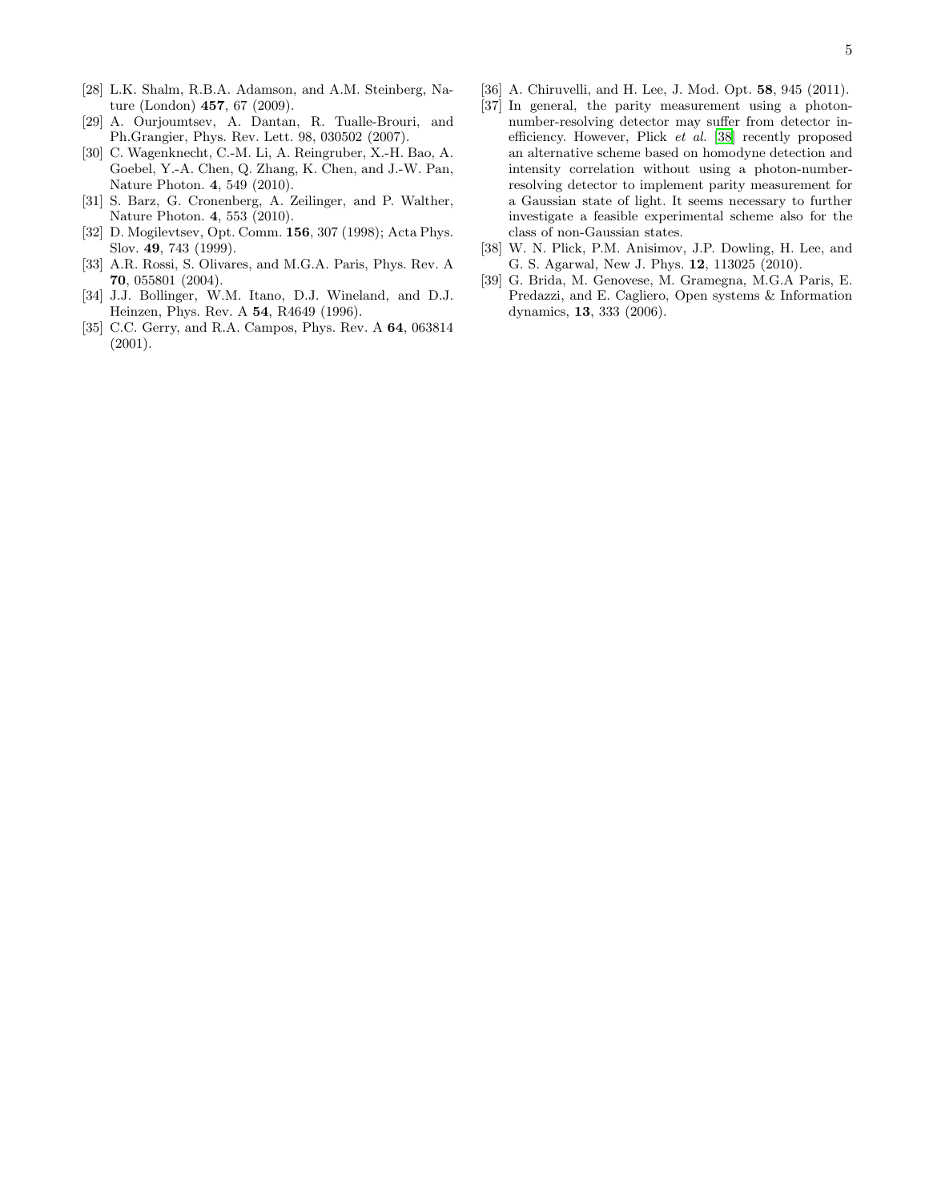[28] L.K. Shalm, R.B.A. Adamson, and A.M. Steinberg, Nature (London) **457**, 67 (2009).

[29] A. Ourjoumtsev, A. Dantan, R. Tualle-Brouri, and Ph.Grangier, Phys. Rev. Lett. 98, 030502 (2007).

[30] C. Wagenknecht, C.-M. Li, A. Reingruber, X.-H. Bao, A. Goebel, Y.-A. Chen, Q. Zhang, K. Chen, and J.-W. Pan, Nature Photon. **4**, 549 (2010).

[31] S. Barz, G. Cronenberg, A. Zeilinger, and P. Walther, Nature Photon. **4**, 553 (2010).

[32] D. Mogilevtsev, Opt. Comm. **156**, 307 (1998); Acta Phys. Slov. **49**, 743 (1999).

[33] A.R. Rossi, S. Olivares, and M.G.A. Paris, Phys. Rev. A **70**, 055801 (2004).

[34] J.J. Bollinger, W.M. Itano, D.J. Wineland, and D.J. Heinzen, Phys. Rev. A **54**, R4649 (1996).

[35] C.C. Gerry, and R.A. Campos, Phys. Rev. A **64**, 063814 (2001).

[36] A. Chiruvelli, and H. Lee, J. Mod. Opt. **58**, 945 (2011).

[37] In general, the parity measurement using a photon-number-resolving detector may suffer from detector inefficiency. However, Plick *et al.* [38] recently proposed an alternative scheme based on homodyne detection and intensity correlation without using a photon-number-resolving detector to implement parity measurement for a Gaussian state of light. It seems necessary to further investigate a feasible experimental scheme also for the class of non-Gaussian states.

[38] W. N. Plick, P.M. Anisimov, J.P. Dowling, H. Lee, and G. S. Agarwal, New J. Phys. **12**, 113025 (2010).

[39] G. Brida, M. Genovese, M. Gramegna, M.G.A Paris, E. Predazzi, and E. Cagliero, Open systems & Information dynamics, **13**, 333 (2006).